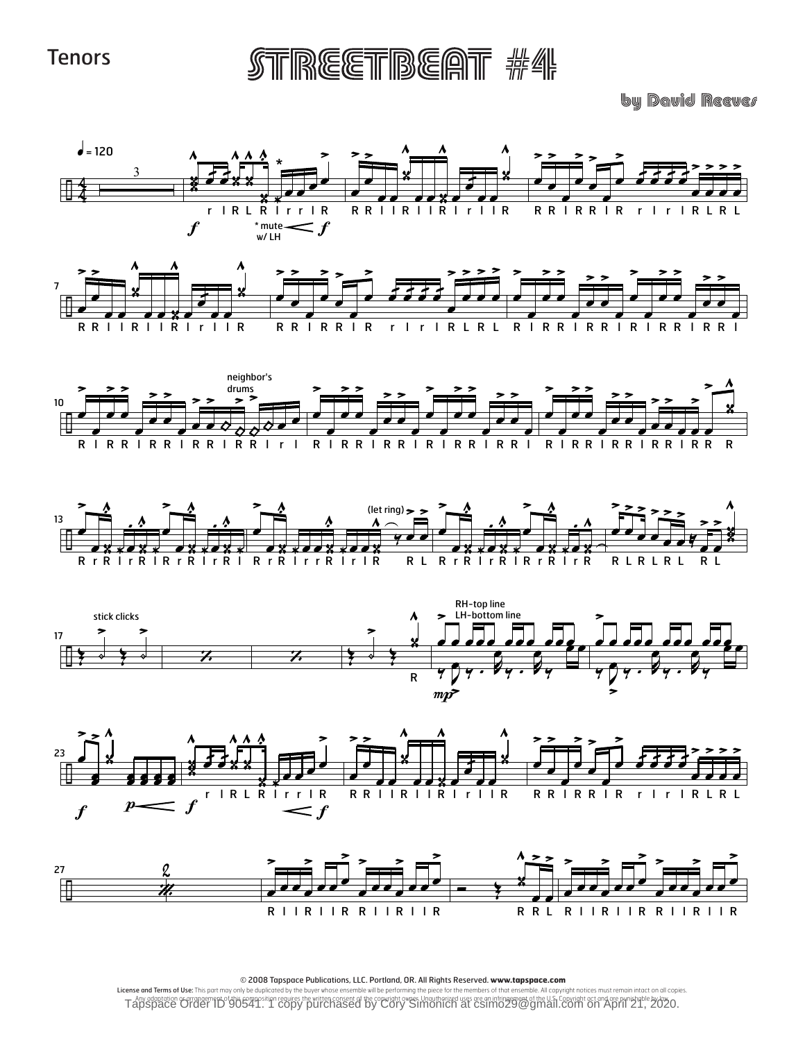Tenors

# STREETBEAT #4

by David Reeves

♩ = 120

© 2008 Tapspace Publications, LLC. Portland, OR. All Rights Reserved. **www.tapspace.com**

**License and Terms of Use:** This part may only be duplicated by the buyer whose ensemble will be performing the piece for the members of that ensemble. All copyright notices must remain intact on all copies. Any adaptation or arrangement of this composition requires the written consent of the copyright owner. Unauthorized uses are an infringement of the U.S. Copyright act and are punishable by law.

Tapspace Order ID 90541. 1 copy purchased by Cory Simonich at csimo29@gmail.com on April 21, 2020.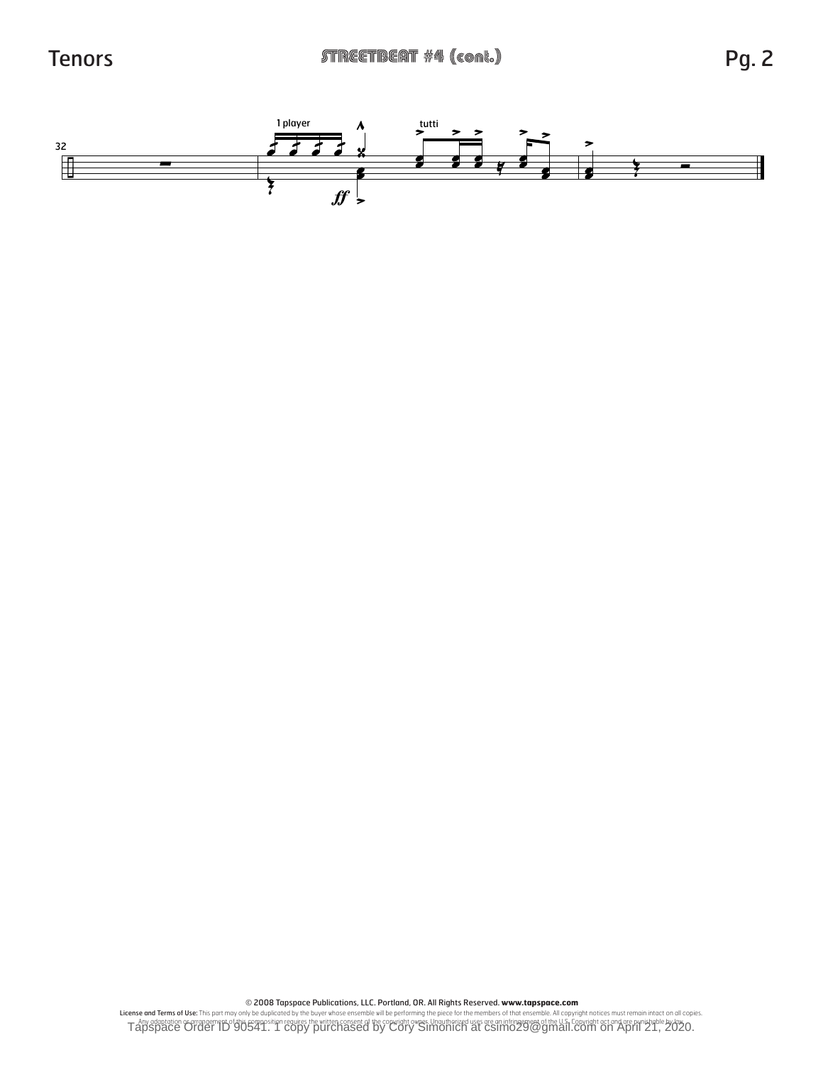Tenors

STREETBEAT #4 (cont.)

Pg. 2

32

1 player

tutti

*ff*

© 2008 Tapspace Publications, LLC. Portland, OR. All Rights Reserved. **www.tapspace.com**

License and Terms of Use: This part may only be duplicated by the buyer whose ensemble will be performing the piece for the members of that ensemble. All copyright notices must remain intact on all copies. Any adaptation or arrangement of this composition requires the written consent of the copyright owner. Unauthorized uses are an infringement of the U.S. Copyright act and are punishable by law.

Tapspace Order ID 90541. 1 copy purchased by Cory Simonich at csimo29@gmail.com on April 21, 2020.